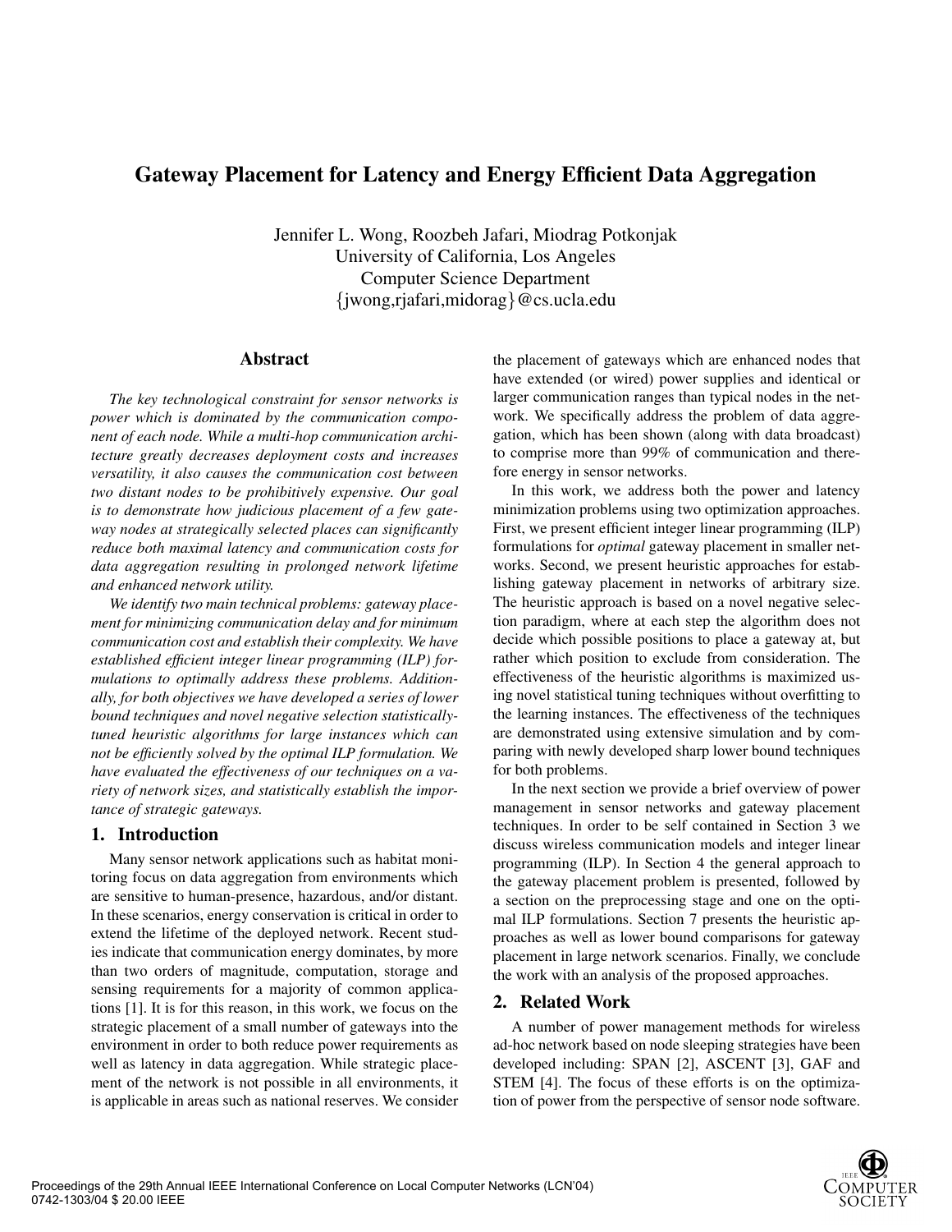# Gateway Placement for Latency and Energy Efficient Data Aggregation

Jennifer L. Wong, Roozbeh Jafari, Miodrag Potkonjak
University of California, Los Angeles
Computer Science Department
{jwong,rjafari,midorag}@cs.ucla.edu

## Abstract

*The key technological constraint for sensor networks is power which is dominated by the communication component of each node. While a multi-hop communication architecture greatly decreases deployment costs and increases versatility, it also causes the communication cost between two distant nodes to be prohibitively expensive. Our goal is to demonstrate how judicious placement of a few gateway nodes at strategically selected places can significantly reduce both maximal latency and communication costs for data aggregation resulting in prolonged network lifetime and enhanced network utility.*

*We identify two main technical problems: gateway placement for minimizing communication delay and for minimum communication cost and establish their complexity. We have established efficient integer linear programming (ILP) formulations to optimally address these problems. Additionally, for both objectives we have developed a series of lower bound techniques and novel negative selection statistically-tuned heuristic algorithms for large instances which can not be efficiently solved by the optimal ILP formulation. We have evaluated the effectiveness of our techniques on a variety of network sizes, and statistically establish the importance of strategic gateways.*

## 1. Introduction

Many sensor network applications such as habitat monitoring focus on data aggregation from environments which are sensitive to human-presence, hazardous, and/or distant. In these scenarios, energy conservation is critical in order to extend the lifetime of the deployed network. Recent studies indicate that communication energy dominates, by more than two orders of magnitude, computation, storage and sensing requirements for a majority of common applications [1]. It is for this reason, in this work, we focus on the strategic placement of a small number of gateways into the environment in order to both reduce power requirements as well as latency in data aggregation. While strategic placement of the network is not possible in all environments, it is applicable in areas such as national reserves. We consider the placement of gateways which are enhanced nodes that have extended (or wired) power supplies and identical or larger communication ranges than typical nodes in the network. We specifically address the problem of data aggregation, which has been shown (along with data broadcast) to comprise more than 99% of communication and therefore energy in sensor networks.

In this work, we address both the power and latency minimization problems using two optimization approaches. First, we present efficient integer linear programming (ILP) formulations for *optimal* gateway placement in smaller networks. Second, we present heuristic approaches for establishing gateway placement in networks of arbitrary size. The heuristic approach is based on a novel negative selection paradigm, where at each step the algorithm does not decide which possible positions to place a gateway at, but rather which position to exclude from consideration. The effectiveness of the heuristic algorithms is maximized using novel statistical tuning techniques without overfitting to the learning instances. The effectiveness of the techniques are demonstrated using extensive simulation and by comparing with newly developed sharp lower bound techniques for both problems.

In the next section we provide a brief overview of power management in sensor networks and gateway placement techniques. In order to be self contained in Section 3 we discuss wireless communication models and integer linear programming (ILP). In Section 4 the general approach to the gateway placement problem is presented, followed by a section on the preprocessing stage and one on the optimal ILP formulations. Section 7 presents the heuristic approaches as well as lower bound comparisons for gateway placement in large network scenarios. Finally, we conclude the work with an analysis of the proposed approaches.

## 2. Related Work

A number of power management methods for wireless ad-hoc network based on node sleeping strategies have been developed including: SPAN [2], ASCENT [3], GAF and STEM [4]. The focus of these efforts is on the optimization of power from the perspective of sensor node software.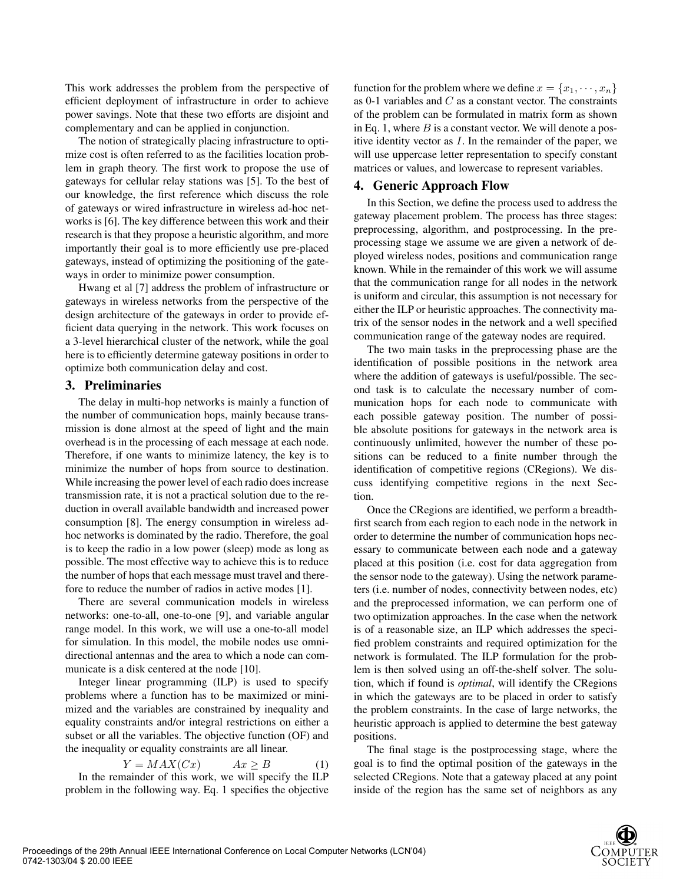This work addresses the problem from the perspective of efficient deployment of infrastructure in order to achieve power savings. Note that these two efforts are disjoint and complementary and can be applied in conjunction.

The notion of strategically placing infrastructure to optimize cost is often referred to as the facilities location problem in graph theory. The first work to propose the use of gateways for cellular relay stations was [5]. To the best of our knowledge, the first reference which discuss the role of gateways or wired infrastructure in wireless ad-hoc networks is [6]. The key difference between this work and their research is that they propose a heuristic algorithm, and more importantly their goal is to more efficiently use pre-placed gateways, instead of optimizing the positioning of the gateways in order to minimize power consumption.

Hwang et al [7] address the problem of infrastructure or gateways in wireless networks from the perspective of the design architecture of the gateways in order to provide efficient data querying in the network. This work focuses on a 3-level hierarchical cluster of the network, while the goal here is to efficiently determine gateway positions in order to optimize both communication delay and cost.

## 3. Preliminaries

The delay in multi-hop networks is mainly a function of the number of communication hops, mainly because transmission is done almost at the speed of light and the main overhead is in the processing of each message at each node. Therefore, if one wants to minimize latency, the key is to minimize the number of hops from source to destination. While increasing the power level of each radio does increase transmission rate, it is not a practical solution due to the reduction in overall available bandwidth and increased power consumption [8]. The energy consumption in wireless ad-hoc networks is dominated by the radio. Therefore, the goal is to keep the radio in a low power (sleep) mode as long as possible. The most effective way to achieve this is to reduce the number of hops that each message must travel and therefore to reduce the number of radios in active modes [1].

There are several communication models in wireless networks: one-to-all, one-to-one [9], and variable angular range model. In this work, we will use a one-to-all model for simulation. In this model, the mobile nodes use omni-directional antennas and the area to which a node can communicate is a disk centered at the node [10].

Integer linear programming (ILP) is used to specify problems where a function has to be maximized or minimized and the variables are constrained by inequality and equality constraints and/or integral restrictions on either a subset or all the variables. The objective function (OF) and the inequality or equality constraints are all linear.

$$Y = MAX(Cx) \qquad Ax \geq B \tag{1}$$

In the remainder of this work, we will specify the ILP problem in the following way. Eq. 1 specifies the objective function for the problem where we define $x = \{x_1, \cdots, x_n\}$ as 0-1 variables and $C$ as a constant vector. The constraints of the problem can be formulated in matrix form as shown in Eq. 1, where $B$ is a constant vector. We will denote a positive identity vector as $I$. In the remainder of the paper, we will use uppercase letter representation to specify constant matrices or values, and lowercase to represent variables.

## 4. Generic Approach Flow

In this Section, we define the process used to address the gateway placement problem. The process has three stages: preprocessing, algorithm, and postprocessing. In the preprocessing stage we assume we are given a network of deployed wireless nodes, positions and communication range known. While in the remainder of this work we will assume that the communication range for all nodes in the network is uniform and circular, this assumption is not necessary for either the ILP or heuristic approaches. The connectivity matrix of the sensor nodes in the network and a well specified communication range of the gateway nodes are required.

The two main tasks in the preprocessing phase are the identification of possible positions in the network area where the addition of gateways is useful/possible. The second task is to calculate the necessary number of communication hops for each node to communicate with each possible gateway position. The number of possible absolute positions for gateways in the network area is continuously unlimited, however the number of these positions can be reduced to a finite number through the identification of competitive regions (CRegions). We discuss identifying competitive regions in the next Section.

Once the CRegions are identified, we perform a breadth-first search from each region to each node in the network in order to determine the number of communication hops necessary to communicate between each node and a gateway placed at this position (i.e. cost for data aggregation from the sensor node to the gateway). Using the network parameters (i.e. number of nodes, connectivity between nodes, etc) and the preprocessed information, we can perform one of two optimization approaches. In the case when the network is of a reasonable size, an ILP which addresses the specified problem constraints and required optimization for the network is formulated. The ILP formulation for the problem is then solved using an off-the-shelf solver. The solution, which if found is *optimal*, will identify the CRegions in which the gateways are to be placed in order to satisfy the problem constraints. In the case of large networks, the heuristic approach is applied to determine the best gateway positions.

The final stage is the postprocessing stage, where the goal is to find the optimal position of the gateways in the selected CRegions. Note that a gateway placed at any point inside of the region has the same set of neighbors as any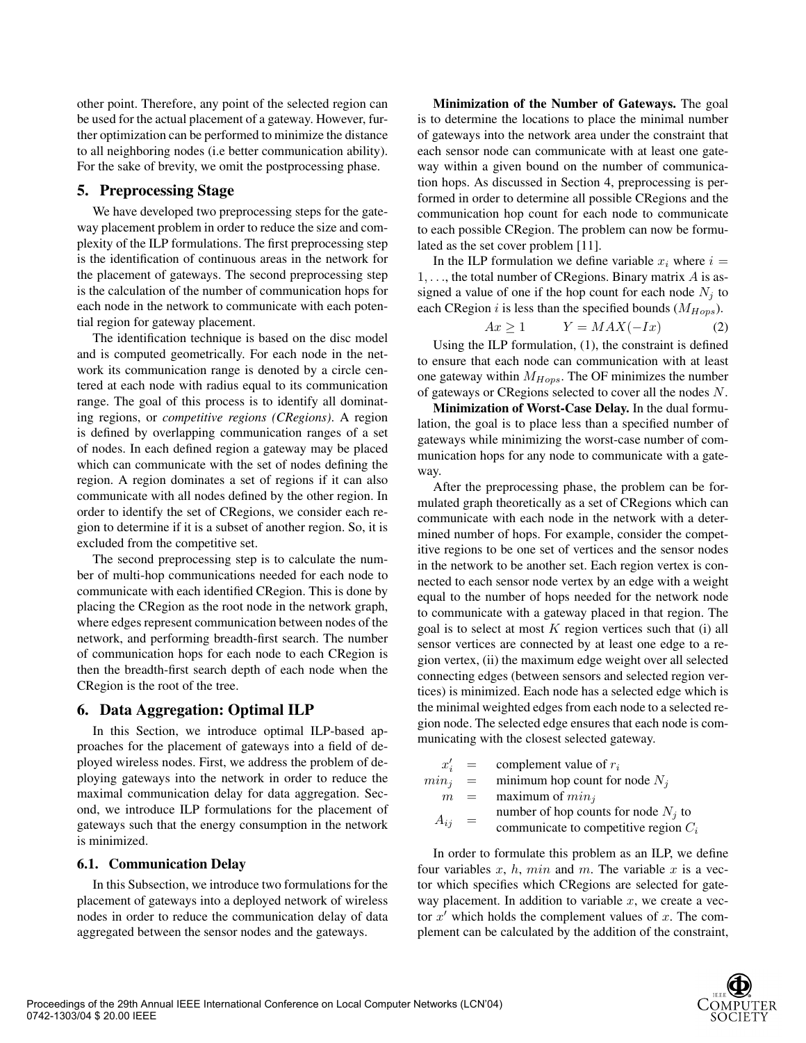other point. Therefore, any point of the selected region can be used for the actual placement of a gateway. However, further optimization can be performed to minimize the distance to all neighboring nodes (i.e better communication ability). For the sake of brevity, we omit the postprocessing phase.

## 5. Preprocessing Stage

We have developed two preprocessing steps for the gateway placement problem in order to reduce the size and complexity of the ILP formulations. The first preprocessing step is the identification of continuous areas in the network for the placement of gateways. The second preprocessing step is the calculation of the number of communication hops for each node in the network to communicate with each potential region for gateway placement.

The identification technique is based on the disc model and is computed geometrically. For each node in the network its communication range is denoted by a circle centered at each node with radius equal to its communication range. The goal of this process is to identify all dominating regions, or *competitive regions (CRegions)*. A region is defined by overlapping communication ranges of a set of nodes. In each defined region a gateway may be placed which can communicate with the set of nodes defining the region. A region dominates a set of regions if it can also communicate with all nodes defined by the other region. In order to identify the set of CRegions, we consider each region to determine if it is a subset of another region. So, it is excluded from the competitive set.

The second preprocessing step is to calculate the number of multi-hop communications needed for each node to communicate with each identified CRegion. This is done by placing the CRegion as the root node in the network graph, where edges represent communication between nodes of the network, and performing breadth-first search. The number of communication hops for each node to each CRegion is then the breadth-first search depth of each node when the CRegion is the root of the tree.

## 6. Data Aggregation: Optimal ILP

In this Section, we introduce optimal ILP-based approaches for the placement of gateways into a field of deployed wireless nodes. First, we address the problem of deploying gateways into the network in order to reduce the maximal communication delay for data aggregation. Second, we introduce ILP formulations for the placement of gateways such that the energy consumption in the network is minimized.

### 6.1. Communication Delay

In this Subsection, we introduce two formulations for the placement of gateways into a deployed network of wireless nodes in order to reduce the communication delay of data aggregated between the sensor nodes and the gateways.

**Minimization of the Number of Gateways.** The goal is to determine the locations to place the minimal number of gateways into the network area under the constraint that each sensor node can communicate with at least one gateway within a given bound on the number of communication hops. As discussed in Section 4, preprocessing is performed in order to determine all possible CRegions and the communication hop count for each node to communicate to each possible CRegion. The problem can now be formulated as the set cover problem [11].

In the ILP formulation we define variable $x_i$ where $i = 1, \ldots,$ the total number of CRegions. Binary matrix $A$ is assigned a value of one if the hop count for each node $N_j$ to each CRegion $i$ is less than the specified bounds ($M_{Hops}$).

$$Ax \geq 1 \qquad Y = MAX(-Ix) \tag{2}$$

Using the ILP formulation, (1), the constraint is defined to ensure that each node can communication with at least one gateway within $M_{Hops}$. The OF minimizes the number of gateways or CRegions selected to cover all the nodes $N$.

**Minimization of Worst-Case Delay.** In the dual formulation, the goal is to place less than a specified number of gateways while minimizing the worst-case number of communication hops for any node to communicate with a gateway.

After the preprocessing phase, the problem can be formulated graph theoretically as a set of CRegions which can communicate with each node in the network with a determined number of hops. For example, consider the competitive regions to be one set of vertices and the sensor nodes in the network to be another set. Each region vertex is connected to each sensor node vertex by an edge with a weight equal to the number of hops needed for the network node to communicate with a gateway placed in that region. The goal is to select at most $K$ region vertices such that (i) all sensor vertices are connected by at least one edge to a region vertex, (ii) the maximum edge weight over all selected connecting edges (between sensors and selected region vertices) is minimized. Each node has a selected edge which is the minimal weighted edges from each node to a selected region node. The selected edge ensures that each node is communicating with the closest selected gateway.

$$
\begin{aligned}
x'_i &= \text{complement value of } r_i \\
min_j &= \text{minimum hop count for node } N_j \\
m &= \text{maximum of } min_j \\
A_{ij} &= \text{number of hop counts for node } N_j \text{ to communicate to competitive region } C_i
\end{aligned}
$$

In order to formulate this problem as an ILP, we define four variables $x$, $h$, $min$ and $m$. The variable $x$ is a vector which specifies which CRegions are selected for gateway placement. In addition to variable $x$, we create a vector $x'$ which holds the complement values of $x$. The complement can be calculated by the addition of the constraint,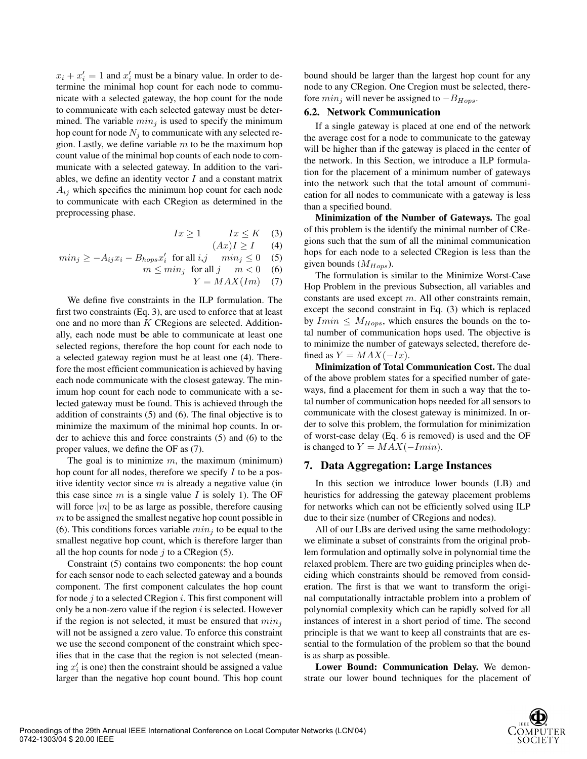$x_i + x'_i = 1$ and $x'_i$ must be a binary value. In order to determine the minimal hop count for each node to communicate with a selected gateway, the hop count for the node to communicate with each selected gateway must be determined. The variable $min_j$ is used to specify the minimum hop count for node $N_j$ to communicate with any selected region. Lastly, we define variable $m$ to be the maximum hop count value of the minimal hop counts of each node to communicate with a selected gateway. In addition to the variables, we define an identity vector $I$ and a constant matrix $A_{ij}$ which specifies the minimum hop count for each node to communicate with each CRegion as determined in the preprocessing phase.

$$Ix \geq 1 \qquad Ix \leq K \quad (3)$$

$$(Ax)I \geq I \quad (4)$$

$$min_j \geq -A_{ij}x_i - B_{hops}x'_i \text{ for all } i,j \qquad min_j \leq 0 \quad (5)$$

$$m \leq min_j \text{ for all } j \qquad m < 0 \quad (6)$$

$$Y = MAX(Im) \quad (7)$$

We define five constraints in the ILP formulation. The first two constraints (Eq. 3), are used to enforce that at least one and no more than $K$ CRegions are selected. Additionally, each node must be able to communicate at least one selected regions, therefore the hop count for each node to a selected gateway region must be at least one (4). Therefore the most efficient communication is achieved by having each node communicate with the closest gateway. The minimum hop count for each node to communicate with a selected gateway must be found. This is achieved through the addition of constraints (5) and (6). The final objective is to minimize the maximum of the minimal hop counts. In order to achieve this and force constraints (5) and (6) to the proper values, we define the OF as (7).

The goal is to minimize $m$, the maximum (minimum) hop count for all nodes, therefore we specify $I$ to be a positive identity vector since $m$ is already a negative value (in this case since $m$ is a single value $I$ is solely 1). The OF will force $|m|$ to be as large as possible, therefore causing $m$ to be assigned the smallest negative hop count possible in (6). This conditions forces variable $min_j$ to be equal to the smallest negative hop count, which is therefore larger than all the hop counts for node $j$ to a CRegion (5).

Constraint (5) contains two components: the hop count for each sensor node to each selected gateway and a bounds component. The first component calculates the hop count for node $j$ to a selected CRegion $i$. This first component will only be a non-zero value if the region $i$ is selected. However if the region is not selected, it must be ensured that $min_j$ will not be assigned a zero value. To enforce this constraint we use the second component of the constraint which specifies that in the case that the region is not selected (meaning $x'_i$ is one) then the constraint should be assigned a value larger than the negative hop count bound. This hop count bound should be larger than the largest hop count for any node to any CRegion. One Cregion must be selected, therefore $min_j$ will never be assigned to $-B_{Hops}$.

### 6.2. Network Communication

If a single gateway is placed at one end of the network the average cost for a node to communicate to the gateway will be higher than if the gateway is placed in the center of the network. In this Section, we introduce a ILP formulation for the placement of a minimum number of gateways into the network such that the total amount of communication for all nodes to communicate with a gateway is less than a specified bound.

**Minimization of the Number of Gateways.** The goal of this problem is the identify the minimal number of CRegions such that the sum of all the minimal communication hops for each node to a selected CRegion is less than the given bounds ($M_{Hops}$).

The formulation is similar to the Minimize Worst-Case Hop Problem in the previous Subsection, all variables and constants are used except $m$. All other constraints remain, except the second constraint in Eq. (3) which is replaced by $Imin \leq M_{Hops}$, which ensures the bounds on the total number of communication hops used. The objective is to minimize the number of gateways selected, therefore defined as $Y = MAX(-Ix)$.

**Minimization of Total Communication Cost.** The dual of the above problem states for a specified number of gateways, find a placement for them in such a way that the total number of communication hops needed for all sensors to communicate with the closest gateway is minimized. In order to solve this problem, the formulation for minimization of worst-case delay (Eq. 6 is removed) is used and the OF is changed to $Y = MAX(-Imin)$.

## 7. Data Aggregation: Large Instances

In this section we introduce lower bounds (LB) and heuristics for addressing the gateway placement problems for networks which can not be efficiently solved using ILP due to their size (number of CRegions and nodes).

All of our LBs are derived using the same methodology: we eliminate a subset of constraints from the original problem formulation and optimally solve in polynomial time the relaxed problem. There are two guiding principles when deciding which constraints should be removed from consideration. The first is that we want to transform the original computationally intractable problem into a problem of polynomial complexity which can be rapidly solved for all instances of interest in a short period of time. The second principle is that we want to keep all constraints that are essential to the formulation of the problem so that the bound is as sharp as possible.

**Lower Bound: Communication Delay.** We demonstrate our lower bound techniques for the placement of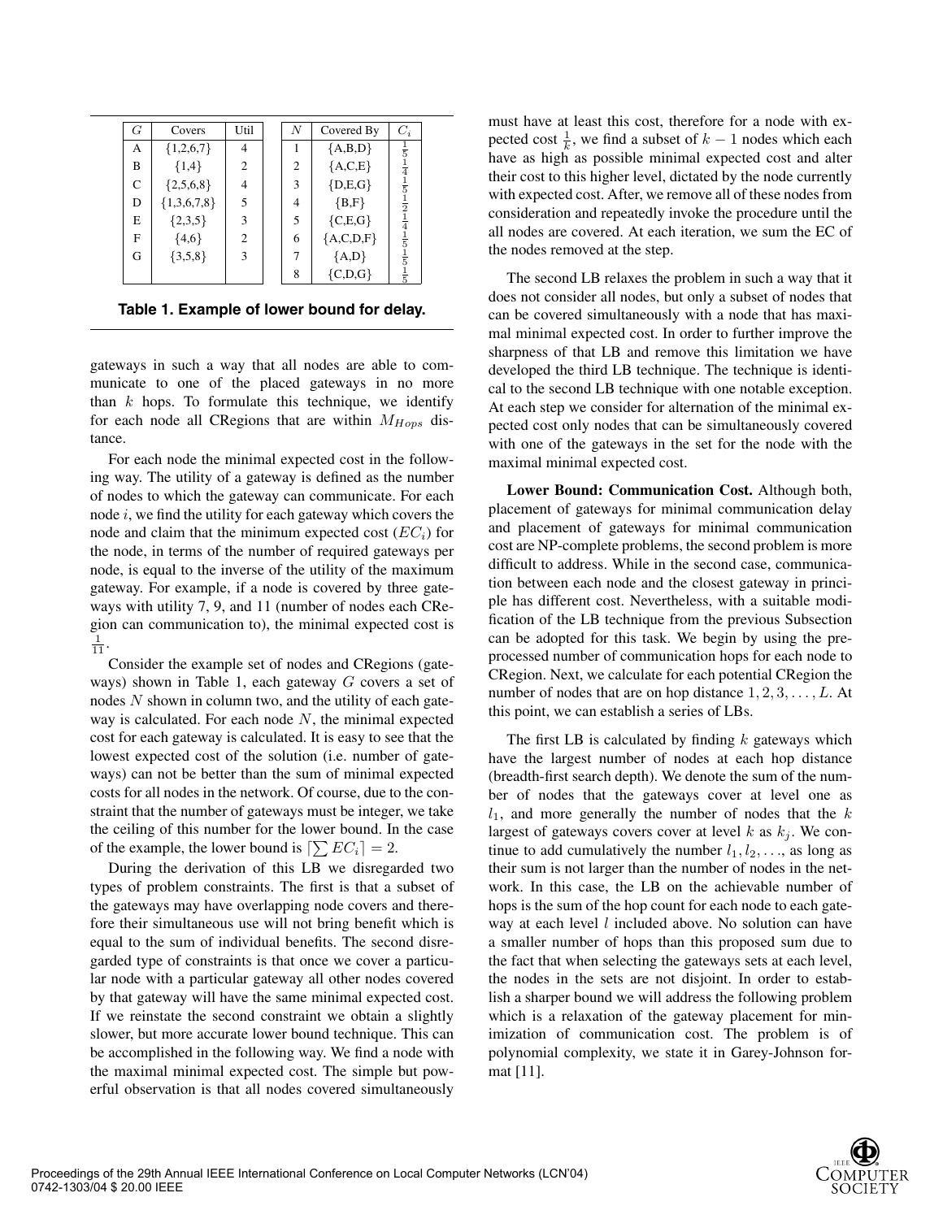| $G$ | Covers | Util | | $N$ | Covered By | $C_i$ |
|---|---|---|---|---|---|---|
| A | {1,2,6,7} | 4 | | 1 | {A,B,D} | $\frac{1}{5}$ |
| B | {1,4} | 2 | | 2 | {A,C,E} | $\frac{1}{4}$ |
| C | {2,5,6,8} | 4 | | 3 | {D,E,G} | $\frac{1}{5}$ |
| D | {1,3,6,7,8} | 5 | | 4 | {B,F} | $\frac{1}{2}$ |
| E | {2,3,5} | 3 | | 5 | {C,E,G} | $\frac{1}{4}$ |
| F | {4,6} | 2 | | 6 | {A,C,D,F} | $\frac{1}{5}$ |
| G | {3,5,8} | 3 | | 7 | {A,D} | $\frac{1}{5}$ |
| | | | | 8 | {C,D,G} | $\frac{1}{5}$ |

**Table 1. Example of lower bound for delay.**

gateways in such a way that all nodes are able to communicate to one of the placed gateways in no more than $k$ hops. To formulate this technique, we identify for each node all CRegions that are within $M_{Hops}$ distance.

For each node the minimal expected cost in the following way. The utility of a gateway is defined as the number of nodes to which the gateway can communicate. For each node $i$, we find the utility for each gateway which covers the node and claim that the minimum expected cost ($EC_i$) for the node, in terms of the number of required gateways per node, is equal to the inverse of the utility of the maximum gateway. For example, if a node is covered by three gateways with utility 7, 9, and 11 (number of nodes each CRegion can communication to), the minimal expected cost is $\frac{1}{11}$.

Consider the example set of nodes and CRegions (gateways) shown in Table 1, each gateway $G$ covers a set of nodes $N$ shown in column two, and the utility of each gateway is calculated. For each node $N$, the minimal expected cost for each gateway is calculated. It is easy to see that the lowest expected cost of the solution (i.e. number of gateways) can not be better than the sum of minimal expected costs for all nodes in the network. Of course, due to the constraint that the number of gateways must be integer, we take the ceiling of this number for the lower bound. In the case of the example, the lower bound is $\lceil \sum EC_i \rceil = 2$.

During the derivation of this LB we disregarded two types of problem constraints. The first is that a subset of the gateways may have overlapping node covers and therefore their simultaneous use will not bring benefit which is equal to the sum of individual benefits. The second disregarded type of constraints is that once we cover a particular node with a particular gateway all other nodes covered by that gateway will have the same minimal expected cost. If we reinstate the second constraint we obtain a slightly slower, but more accurate lower bound technique. This can be accomplished in the following way. We find a node with the maximal minimal expected cost. The simple but powerful observation is that all nodes covered simultaneously must have at least this cost, therefore for a node with expected cost $\frac{1}{k}$, we find a subset of $k-1$ nodes which each have as high as possible minimal expected cost and alter their cost to this higher level, dictated by the node currently with expected cost. After, we remove all of these nodes from consideration and repeatedly invoke the procedure until the all nodes are covered. At each iteration, we sum the EC of the nodes removed at the step.

The second LB relaxes the problem in such a way that it does not consider all nodes, but only a subset of nodes that can be covered simultaneously with a node that has maximal minimal expected cost. In order to further improve the sharpness of that LB and remove this limitation we have developed the third LB technique. The technique is identical to the second LB technique with one notable exception. At each step we consider for alternation of the minimal expected cost only nodes that can be simultaneously covered with one of the gateways in the set for the node with the maximal minimal expected cost.

**Lower Bound: Communication Cost.** Although both, placement of gateways for minimal communication delay and placement of gateways for minimal communication cost are NP-complete problems, the second problem is more difficult to address. While in the second case, communication between each node and the closest gateway in principle has different cost. Nevertheless, with a suitable modification of the LB technique from the previous Subsection can be adopted for this task. We begin by using the preprocessed number of communication hops for each node to CRegion. Next, we calculate for each potential CRegion the number of nodes that are on hop distance $1, 2, 3, \ldots, L$. At this point, we can establish a series of LBs.

The first LB is calculated by finding $k$ gateways which have the largest number of nodes at each hop distance (breadth-first search depth). We denote the sum of the number of nodes that the gateways cover at level one as $l_1$, and more generally the number of nodes that the $k$ largest of gateways covers cover at level $k$ as $k_j$. We continue to add cumulatively the number $l_1, l_2, \ldots$, as long as their sum is not larger than the number of nodes in the network. In this case, the LB on the achievable number of hops is the sum of the hop count for each node to each gateway at each level $l$ included above. No solution can have a smaller number of hops than this proposed sum due to the fact that when selecting the gateways sets at each level, the nodes in the sets are not disjoint. In order to establish a sharper bound we will address the following problem which is a relaxation of the gateway placement for minimization of communication cost. The problem is of polynomial complexity, we state it in Garey-Johnson format [11].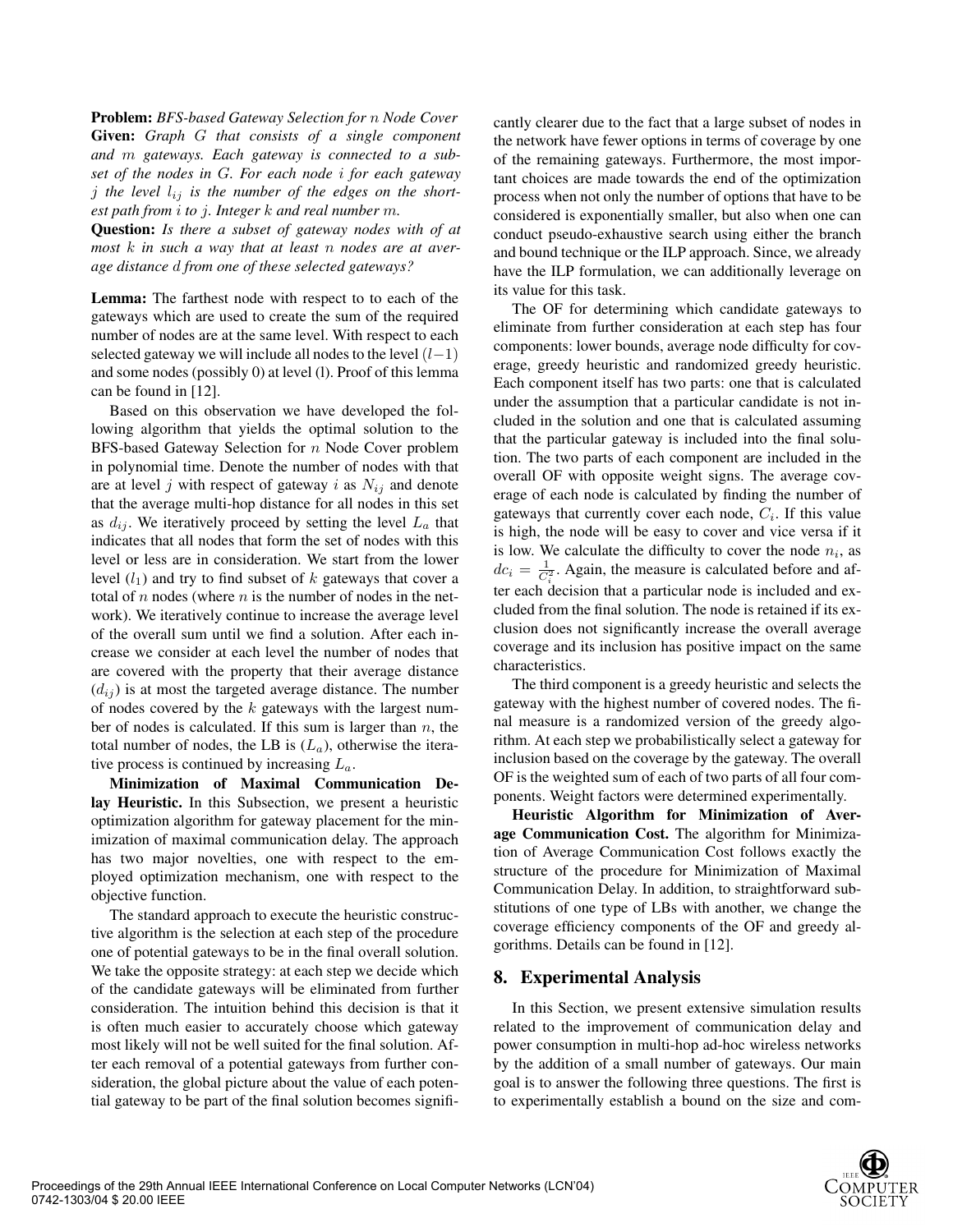**Problem:** *BFS-based Gateway Selection for $n$ Node Cover*
**Given:** *Graph $G$ that consists of a single component and $m$ gateways. Each gateway is connected to a subset of the nodes in $G$. For each node $i$ for each gateway $j$ the level $l_{ij}$ is the number of the edges on the shortest path from $i$ to $j$. Integer $k$ and real number $m$.*
**Question:** *Is there a subset of gateway nodes with of at most $k$ in such a way that at least $n$ nodes are at average distance $d$ from one of these selected gateways?*

**Lemma:** The farthest node with respect to to each of the gateways which are used to create the sum of the required number of nodes are at the same level. With respect to each selected gateway we will include all nodes to the level $(l-1)$ and some nodes (possibly 0) at level (l). Proof of this lemma can be found in [12].

Based on this observation we have developed the following algorithm that yields the optimal solution to the BFS-based Gateway Selection for $n$ Node Cover problem in polynomial time. Denote the number of nodes with that are at level $j$ with respect of gateway $i$ as $N_{ij}$ and denote that the average multi-hop distance for all nodes in this set as $d_{ij}$. We iteratively proceed by setting the level $L_a$ that indicates that all nodes that form the set of nodes with this level or less are in consideration. We start from the lower level $(l_1)$ and try to find subset of $k$ gateways that cover a total of $n$ nodes (where $n$ is the number of nodes in the network). We iteratively continue to increase the average level of the overall sum until we find a solution. After each increase we consider at each level the number of nodes that are covered with the property that their average distance $(d_{ij})$ is at most the targeted average distance. The number of nodes covered by the $k$ gateways with the largest number of nodes is calculated. If this sum is larger than $n$, the total number of nodes, the LB is $(L_a)$, otherwise the iterative process is continued by increasing $L_a$.

**Minimization of Maximal Communication Delay Heuristic.** In this Subsection, we present a heuristic optimization algorithm for gateway placement for the minimization of maximal communication delay. The approach has two major novelties, one with respect to the employed optimization mechanism, one with respect to the objective function.

The standard approach to execute the heuristic constructive algorithm is the selection at each step of the procedure one of potential gateways to be in the final overall solution. We take the opposite strategy: at each step we decide which of the candidate gateways will be eliminated from further consideration. The intuition behind this decision is that it is often much easier to accurately choose which gateway most likely will not be well suited for the final solution. After each removal of a potential gateways from further consideration, the global picture about the value of each potential gateway to be part of the final solution becomes significantly clearer due to the fact that a large subset of nodes in the network have fewer options in terms of coverage by one of the remaining gateways. Furthermore, the most important choices are made towards the end of the optimization process when not only the number of options that have to be considered is exponentially smaller, but also when one can conduct pseudo-exhaustive search using either the branch and bound technique or the ILP approach. Since, we already have the ILP formulation, we can additionally leverage on its value for this task.

The OF for determining which candidate gateways to eliminate from further consideration at each step has four components: lower bounds, average node difficulty for coverage, greedy heuristic and randomized greedy heuristic. Each component itself has two parts: one that is calculated under the assumption that a particular candidate is not included in the solution and one that is calculated assuming that the particular gateway is included into the final solution. The two parts of each component are included in the overall OF with opposite weight signs. The average coverage of each node is calculated by finding the number of gateways that currently cover each node, $C_i$. If this value is high, the node will be easy to cover and vice versa if it is low. We calculate the difficulty to cover the node $n_i$, as $dc_i = \frac{1}{C_i^2}$. Again, the measure is calculated before and after each decision that a particular node is included and excluded from the final solution. The node is retained if its exclusion does not significantly increase the overall average coverage and its inclusion has positive impact on the same characteristics.

The third component is a greedy heuristic and selects the gateway with the highest number of covered nodes. The final measure is a randomized version of the greedy algorithm. At each step we probabilistically select a gateway for inclusion based on the coverage by the gateway. The overall OF is the weighted sum of each of two parts of all four components. Weight factors were determined experimentally.

**Heuristic Algorithm for Minimization of Average Communication Cost.** The algorithm for Minimization of Average Communication Cost follows exactly the structure of the procedure for Minimization of Maximal Communication Delay. In addition, to straightforward substitutions of one type of LBs with another, we change the coverage efficiency components of the OF and greedy algorithms. Details can be found in [12].

## 8. Experimental Analysis

In this Section, we present extensive simulation results related to the improvement of communication delay and power consumption in multi-hop ad-hoc wireless networks by the addition of a small number of gateways. Our main goal is to answer the following three questions. The first is to experimentally establish a bound on the size and com-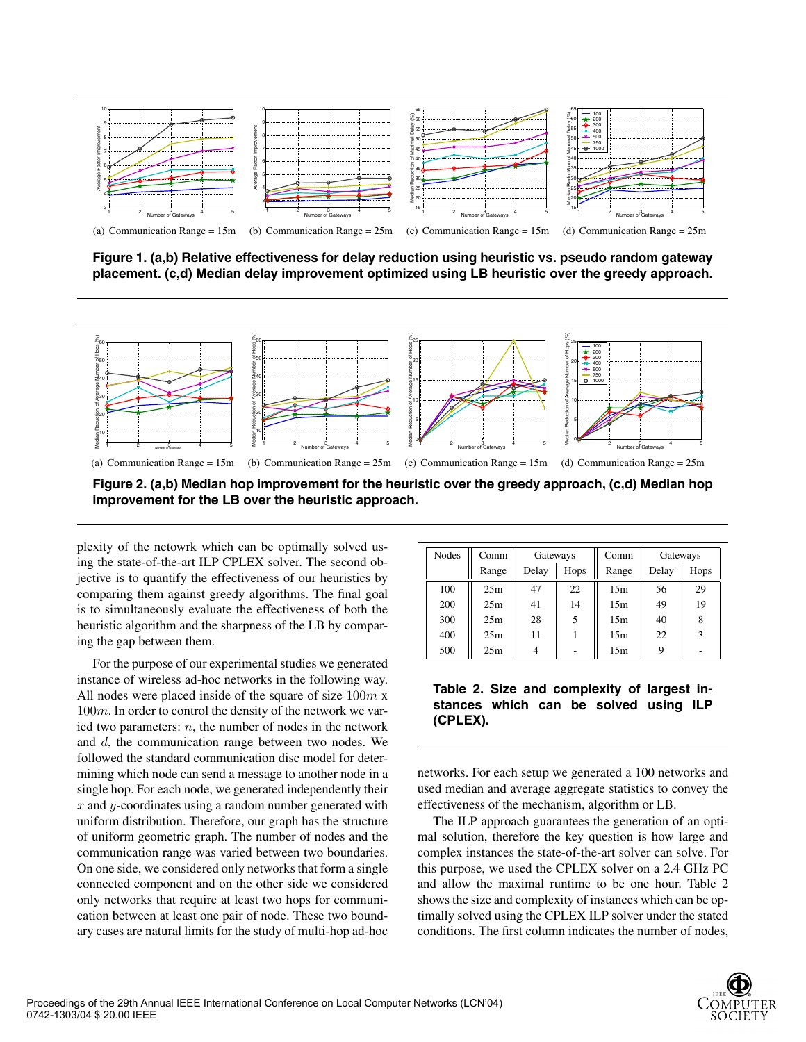(a) Communication Range = 15m (b) Communication Range = 25m (c) Communication Range = 15m (d) Communication Range = 25m

**Figure 1. (a,b) Relative effectiveness for delay reduction using heuristic vs. pseudo random gateway placement. (c,d) Median delay improvement optimized using LB heuristic over the greedy approach.**

(a) Communication Range = 15m (b) Communication Range = 25m (c) Communication Range = 15m (d) Communication Range = 25m

**Figure 2. (a,b) Median hop improvement for the heuristic over the greedy approach, (c,d) Median hop improvement for the LB over the heuristic approach.**

plexity of the netowrk which can be optimally solved using the state-of-the-art ILP CPLEX solver. The second objective is to quantify the effectiveness of our heuristics by comparing them against greedy algorithms. The final goal is to simultaneously evaluate the effectiveness of both the heuristic algorithm and the sharpness of the LB by comparing the gap between them.

For the purpose of our experimental studies we generated instance of wireless ad-hoc networks in the following way. All nodes were placed inside of the square of size $100m$ x $100m$. In order to control the density of the network we varied two parameters: $n$, the number of nodes in the network and $d$, the communication range between two nodes. We followed the standard communication disc model for determining which node can send a message to another node in a single hop. For each node, we generated independently their $x$ and $y$-coordinates using a random number generated with uniform distribution. Therefore, our graph has the structure of uniform geometric graph. The number of nodes and the communication range was varied between two boundaries. On one side, we considered only networks that form a single connected component and on the other side we considered only networks that require at least two hops for communication between at least one pair of node. These two boundary cases are natural limits for the study of multi-hop ad-hoc networks. For each setup we generated a 100 networks and used median and average aggregate statistics to convey the effectiveness of the mechanism, algorithm or LB.

| Nodes | Comm | Gateways | | Comm | Gateways | |
|---|---|---|---|---|---|---|
| | Range | Delay | Hops | Range | Delay | Hops |
| 100 | 25m | 47 | 22 | 15m | 56 | 29 |
| 200 | 25m | 41 | 14 | 15m | 49 | 19 |
| 300 | 25m | 28 | 5 | 15m | 40 | 8 |
| 400 | 25m | 11 | 1 | 15m | 22 | 3 |
| 500 | 25m | 4 | - | 15m | 9 | - |

**Table 2. Size and complexity of largest instances which can be solved using ILP (CPLEX).**

The ILP approach guarantees the generation of an optimal solution, therefore the key question is how large and complex instances the state-of-the-art solver can solve. For this purpose, we used the CPLEX solver on a 2.4 GHz PC and allow the maximal runtime to be one hour. Table 2 shows the size and complexity of instances which can be optimally solved using the CPLEX ILP solver under the stated conditions. The first column indicates the number of nodes,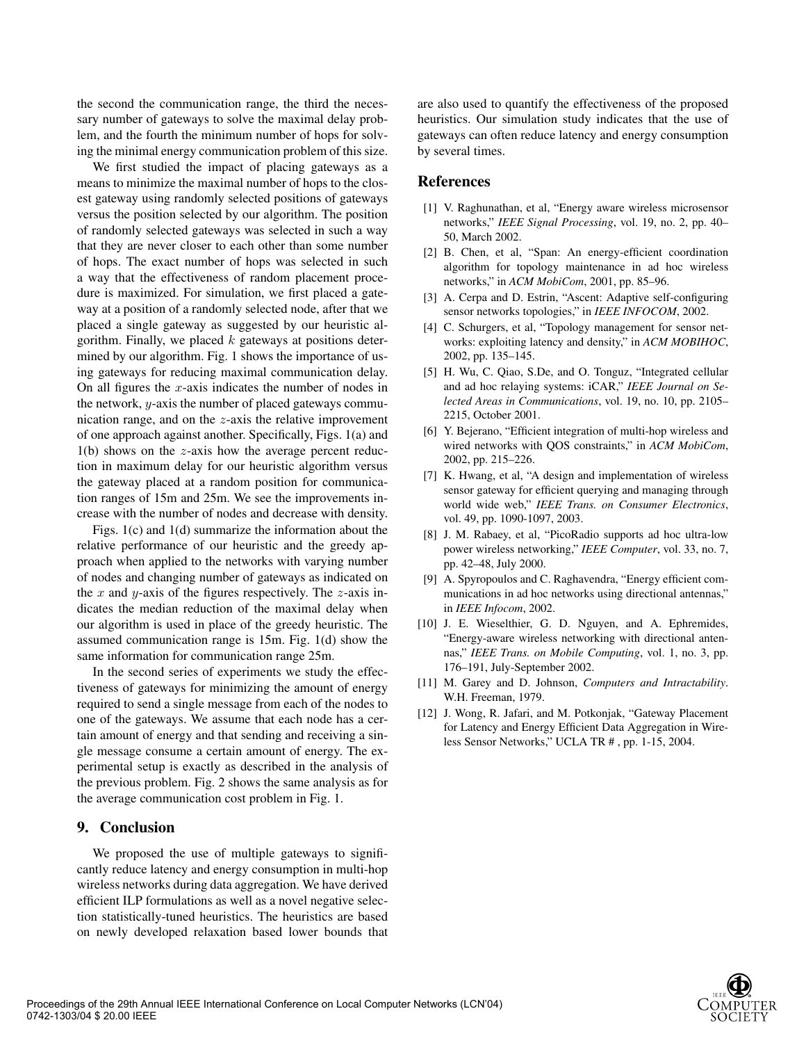the second the communication range, the third the necessary number of gateways to solve the maximal delay problem, and the fourth the minimum number of hops for solving the minimal energy communication problem of this size.

We first studied the impact of placing gateways as a means to minimize the maximal number of hops to the closest gateway using randomly selected positions of gateways versus the position selected by our algorithm. The position of randomly selected gateways was selected in such a way that they are never closer to each other than some number of hops. The exact number of hops was selected in such a way that the effectiveness of random placement procedure is maximized. For simulation, we first placed a gateway at a position of a randomly selected node, after that we placed a single gateway as suggested by our heuristic algorithm. Finally, we placed $k$ gateways at positions determined by our algorithm. Fig. 1 shows the importance of using gateways for reducing maximal communication delay. On all figures the $x$-axis indicates the number of nodes in the network, $y$-axis the number of placed gateways communication range, and on the $z$-axis the relative improvement of one approach against another. Specifically, Figs. 1(a) and 1(b) shows on the $z$-axis how the average percent reduction in maximum delay for our heuristic algorithm versus the gateway placed at a random position for communication ranges of 15m and 25m. We see the improvements increase with the number of nodes and decrease with density.

Figs. 1(c) and 1(d) summarize the information about the relative performance of our heuristic and the greedy approach when applied to the networks with varying number of nodes and changing number of gateways as indicated on the $x$ and $y$-axis of the figures respectively. The $z$-axis indicates the median reduction of the maximal delay when our algorithm is used in place of the greedy heuristic. The assumed communication range is 15m. Fig. 1(d) show the same information for communication range 25m.

In the second series of experiments we study the effectiveness of gateways for minimizing the amount of energy required to send a single message from each of the nodes to one of the gateways. We assume that each node has a certain amount of energy and that sending and receiving a single message consume a certain amount of energy. The experimental setup is exactly as described in the analysis of the previous problem. Fig. 2 shows the same analysis as for the average communication cost problem in Fig. 1.

## 9. Conclusion

We proposed the use of multiple gateways to significantly reduce latency and energy consumption in multi-hop wireless networks during data aggregation. We have derived efficient ILP formulations as well as a novel negative selection statistically-tuned heuristics. The heuristics are based on newly developed relaxation based lower bounds that are also used to quantify the effectiveness of the proposed heuristics. Our simulation study indicates that the use of gateways can often reduce latency and energy consumption by several times.

## References

[1] V. Raghunathan, et al, "Energy aware wireless microsensor networks," *IEEE Signal Processing*, vol. 19, no. 2, pp. 40–50, March 2002.

[2] B. Chen, et al, "Span: An energy-efficient coordination algorithm for topology maintenance in ad hoc wireless networks," in *ACM MobiCom*, 2001, pp. 85–96.

[3] A. Cerpa and D. Estrin, "Ascent: Adaptive self-configuring sensor networks topologies," in *IEEE INFOCOM*, 2002.

[4] C. Schurgers, et al, "Topology management for sensor networks: exploiting latency and density," in *ACM MOBIHOC*, 2002, pp. 135–145.

[5] H. Wu, C. Qiao, S.De, and O. Tonguz, "Integrated cellular and ad hoc relaying systems: iCAR," *IEEE Journal on Selected Areas in Communications*, vol. 19, no. 10, pp. 2105–2215, October 2001.

[6] Y. Bejerano, "Efficient integration of multi-hop wireless and wired networks with QOS constraints," in *ACM MobiCom*, 2002, pp. 215–226.

[7] K. Hwang, et al, "A design and implementation of wireless sensor gateway for efficient querying and managing through world wide web," *IEEE Trans. on Consumer Electronics*, vol. 49, pp. 1090-1097, 2003.

[8] J. M. Rabaey, et al, "PicoRadio supports ad hoc ultra-low power wireless networking," *IEEE Computer*, vol. 33, no. 7, pp. 42–48, July 2000.

[9] A. Spyropoulos and C. Raghavendra, "Energy efficient communications in ad hoc networks using directional antennas," in *IEEE Infocom*, 2002.

[10] J. E. Wieselthier, G. D. Nguyen, and A. Ephremides, "Energy-aware wireless networking with directional antennas," *IEEE Trans. on Mobile Computing*, vol. 1, no. 3, pp. 176–191, July-September 2002.

[11] M. Garey and D. Johnson, *Computers and Intractability*. W.H. Freeman, 1979.

[12] J. Wong, R. Jafari, and M. Potkonjak, "Gateway Placement for Latency and Energy Efficient Data Aggregation in Wireless Sensor Networks," UCLA TR # , pp. 1-15, 2004.